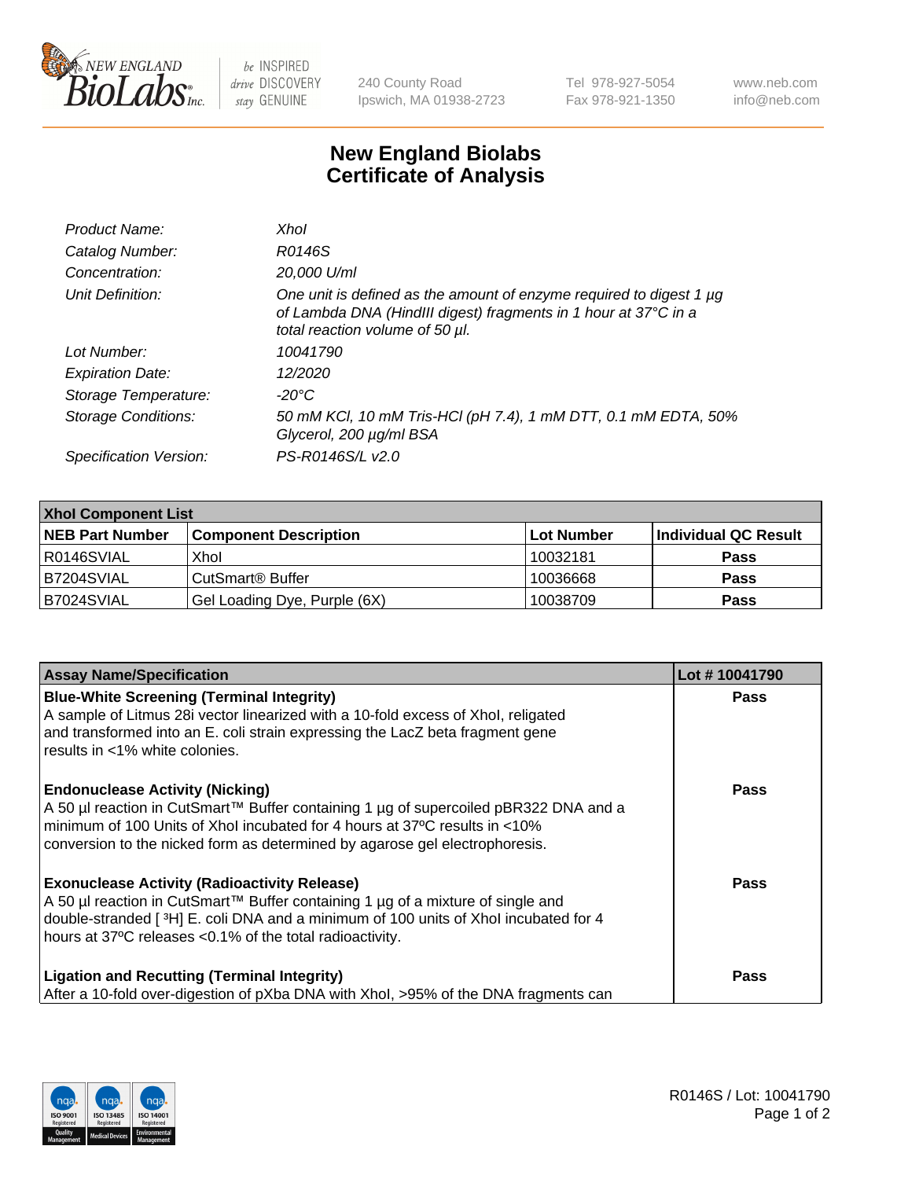# New England Biolabs Certificate of Analysis

| | |
|---|---|
| *Product Name:* | *XhoI* |
| *Catalog Number:* | *R0146S* |
| *Concentration:* | *20,000 U/ml* |
| *Unit Definition:* | *One unit is defined as the amount of enzyme required to digest 1 µg of Lambda DNA (HindIII digest) fragments in 1 hour at 37°C in a total reaction volume of 50 µl.* |
| *Lot Number:* | *10041790* |
| *Expiration Date:* | *12/2020* |
| *Storage Temperature:* | *-20°C* |
| *Storage Conditions:* | *50 mM KCl, 10 mM Tris-HCl (pH 7.4), 1 mM DTT, 0.1 mM EDTA, 50% Glycerol, 200 µg/ml BSA* |
| *Specification Version:* | *PS-R0146S/L v2.0* |

| XhoI Component List | | | |
|---|---|---|---|
| **NEB Part Number** | **Component Description** | **Lot Number** | **Individual QC Result** |
| R0146SVIAL | XhoI | 10032181 | **Pass** |
| B7204SVIAL | CutSmart® Buffer | 10036668 | **Pass** |
| B7024SVIAL | Gel Loading Dye, Purple (6X) | 10038709 | **Pass** |

| Assay Name/Specification | Lot # 10041790 |
|---|---|
| **Blue-White Screening (Terminal Integrity)**<br>A sample of Litmus 28i vector linearized with a 10-fold excess of XhoI, religated and transformed into an E. coli strain expressing the LacZ beta fragment gene results in <1% white colonies. | **Pass** |
| **Endonuclease Activity (Nicking)**<br>A 50 µl reaction in CutSmart™ Buffer containing 1 µg of supercoiled pBR322 DNA and a minimum of 100 Units of XhoI incubated for 4 hours at 37ºC results in <10% conversion to the nicked form as determined by agarose gel electrophoresis. | **Pass** |
| **Exonuclease Activity (Radioactivity Release)**<br>A 50 µl reaction in CutSmart™ Buffer containing 1 µg of a mixture of single and double-stranded [ $^{3}$H] E. coli DNA and a minimum of 100 units of XhoI incubated for 4 hours at 37ºC releases <0.1% of the total radioactivity. | **Pass** |
| **Ligation and Recutting (Terminal Integrity)**<br>After a 10-fold over-digestion of pXba DNA with XhoI, >95% of the DNA fragments can | **Pass** |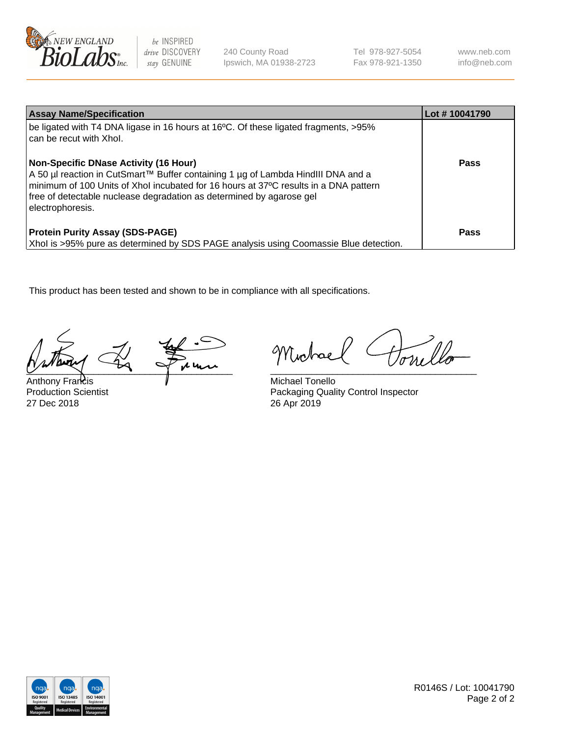| Assay Name/Specification | Lot # 10041790 |
| --- | --- |
| be ligated with T4 DNA ligase in 16 hours at 16ºC. Of these ligated fragments, >95% can be recut with XhoI. | |
| **Non-Specific DNase Activity (16 Hour)**<br>A 50 µl reaction in CutSmart™ Buffer containing 1 µg of Lambda HindIII DNA and a minimum of 100 Units of XhoI incubated for 16 hours at 37ºC results in a DNA pattern free of detectable nuclease degradation as determined by agarose gel electrophoresis. | **Pass** |
| **Protein Purity Assay (SDS-PAGE)**<br>XhoI is >95% pure as determined by SDS PAGE analysis using Coomassie Blue detection. | **Pass** |

This product has been tested and shown to be in compliance with all specifications.

Anthony Francis
Production Scientist
27 Dec 2018

Michael Tonello
Packaging Quality Control Inspector
26 Apr 2019

R0146S / Lot: 10041790